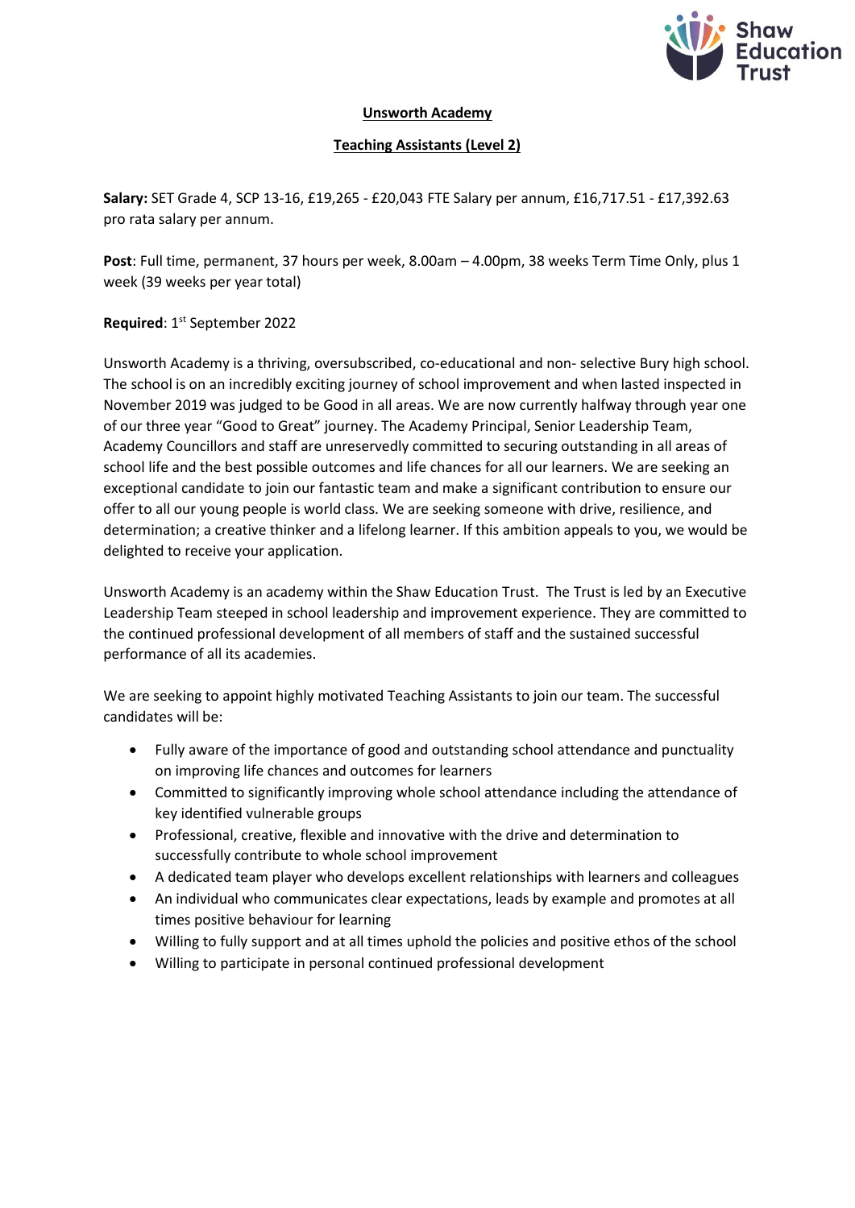# Unsworth Academy

## Teaching Assistants (Level 2)

**Salary:** SET Grade 4, SCP 13-16, £19,265 - £20,043 FTE Salary per annum, £16,717.51 - £17,392.63 pro rata salary per annum.

**Post**: Full time, permanent, 37 hours per week, 8.00am – 4.00pm, 38 weeks Term Time Only, plus 1 week (39 weeks per year total)

**Required**: 1st September 2022

Unsworth Academy is a thriving, oversubscribed, co-educational and non- selective Bury high school. The school is on an incredibly exciting journey of school improvement and when lasted inspected in November 2019 was judged to be Good in all areas. We are now currently halfway through year one of our three year "Good to Great" journey. The Academy Principal, Senior Leadership Team, Academy Councillors and staff are unreservedly committed to securing outstanding in all areas of school life and the best possible outcomes and life chances for all our learners. We are seeking an exceptional candidate to join our fantastic team and make a significant contribution to ensure our offer to all our young people is world class. We are seeking someone with drive, resilience, and determination; a creative thinker and a lifelong learner. If this ambition appeals to you, we would be delighted to receive your application.

Unsworth Academy is an academy within the Shaw Education Trust. The Trust is led by an Executive Leadership Team steeped in school leadership and improvement experience. They are committed to the continued professional development of all members of staff and the sustained successful performance of all its academies.

We are seeking to appoint highly motivated Teaching Assistants to join our team. The successful candidates will be:

- Fully aware of the importance of good and outstanding school attendance and punctuality on improving life chances and outcomes for learners
- Committed to significantly improving whole school attendance including the attendance of key identified vulnerable groups
- Professional, creative, flexible and innovative with the drive and determination to successfully contribute to whole school improvement
- A dedicated team player who develops excellent relationships with learners and colleagues
- An individual who communicates clear expectations, leads by example and promotes at all times positive behaviour for learning
- Willing to fully support and at all times uphold the policies and positive ethos of the school
- Willing to participate in personal continued professional development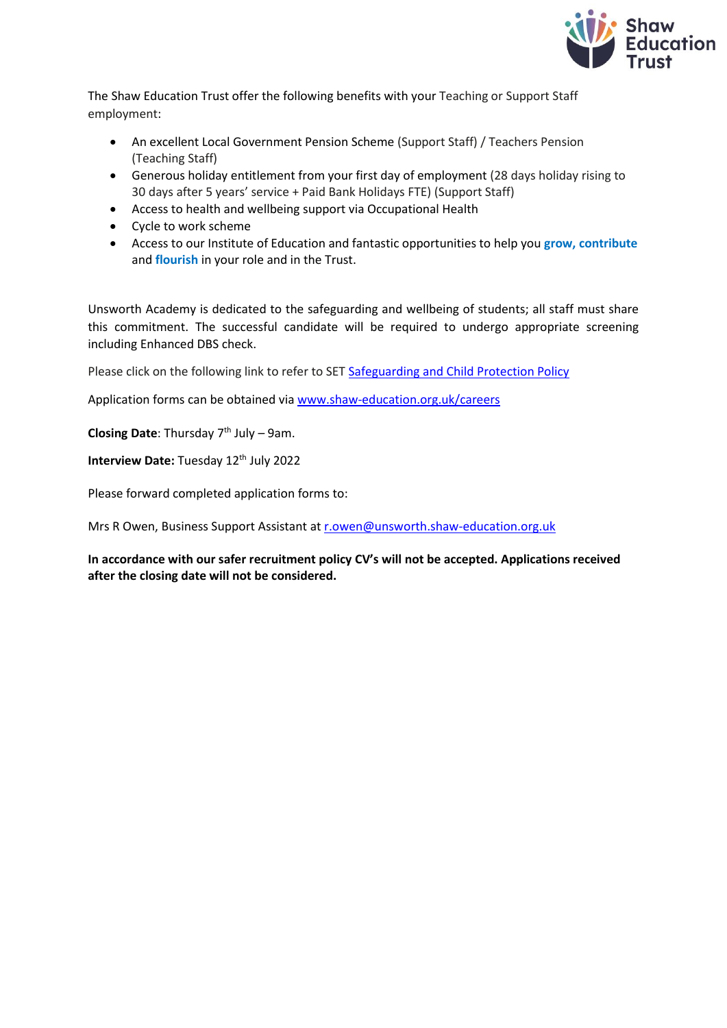The Shaw Education Trust offer the following benefits with your Teaching or Support Staff employment:

- An excellent Local Government Pension Scheme (Support Staff) / Teachers Pension (Teaching Staff)
- Generous holiday entitlement from your first day of employment (28 days holiday rising to 30 days after 5 years' service + Paid Bank Holidays FTE) (Support Staff)
- Access to health and wellbeing support via Occupational Health
- Cycle to work scheme
- Access to our Institute of Education and fantastic opportunities to help you **grow, contribute** and **flourish** in your role and in the Trust.

Unsworth Academy is dedicated to the safeguarding and wellbeing of students; all staff must share this commitment. The successful candidate will be required to undergo appropriate screening including Enhanced DBS check.

Please click on the following link to refer to SET Safeguarding and Child Protection Policy

Application forms can be obtained via www.shaw-education.org.uk/careers

**Closing Date**: Thursday 7th July – 9am.

**Interview Date:** Tuesday 12th July 2022

Please forward completed application forms to:

Mrs R Owen, Business Support Assistant at r.owen@unsworth.shaw-education.org.uk

**In accordance with our safer recruitment policy CV's will not be accepted. Applications received after the closing date will not be considered.**